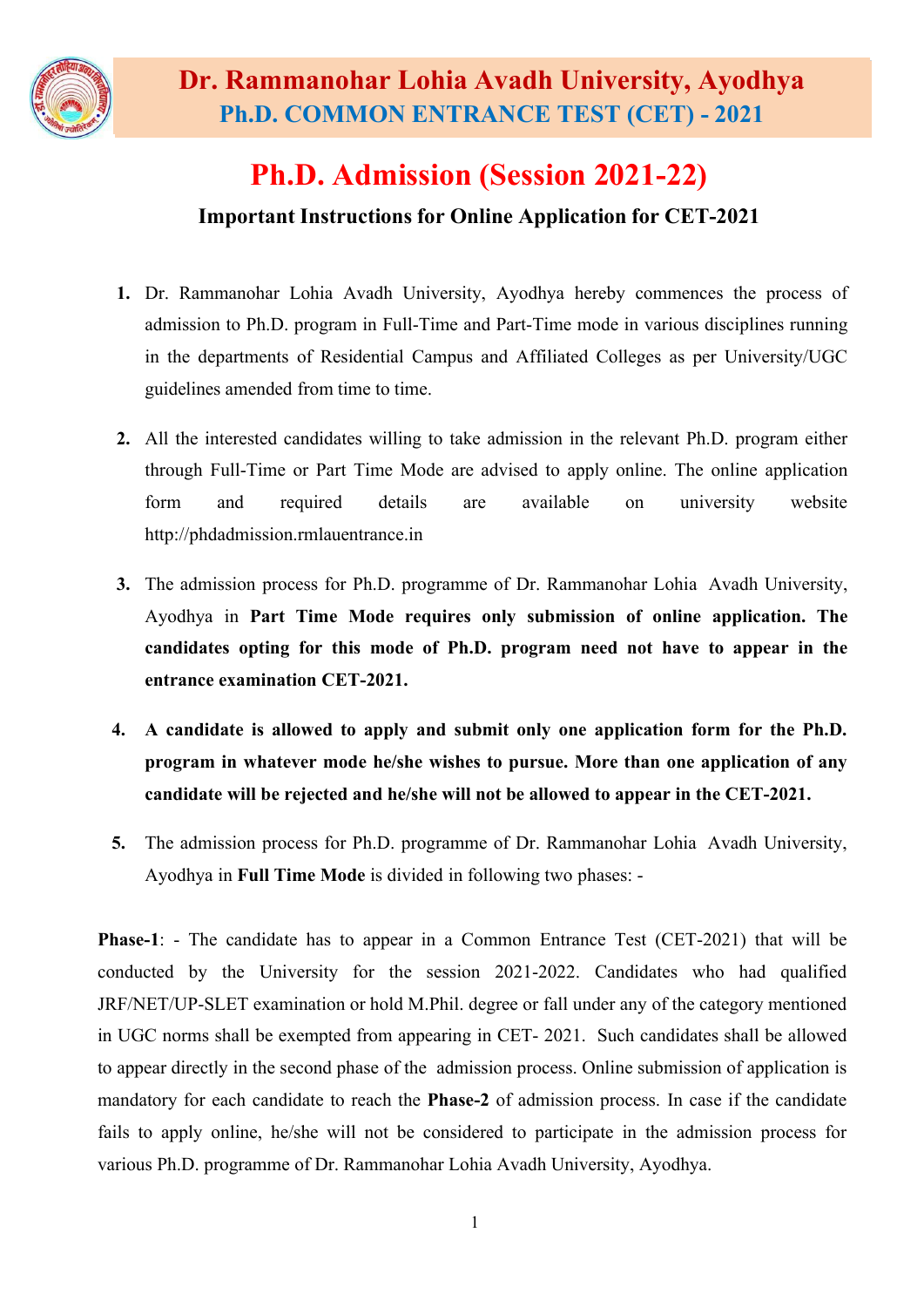# Dr. Rammanohar Lohia Avadh University, Ayodhya

## Ph.D. COMMON ENTRANCE TEST (CET) - 2021

# Ph.D. Admission (Session 2021-22)

### Important Instructions for Online Application for CET-2021

1. Dr. Rammanohar Lohia Avadh University, Ayodhya hereby commences the process of admission to Ph.D. program in Full-Time and Part-Time mode in various disciplines running in the departments of Residential Campus and Affiliated Colleges as per University/UGC guidelines amended from time to time.

2. All the interested candidates willing to take admission in the relevant Ph.D. program either through Full-Time or Part Time Mode are advised to apply online. The online application form and required details are available on university website http://phdadmission.rmlauentrance.in

3. The admission process for Ph.D. programme of Dr. Rammanohar Lohia Avadh University, Ayodhya in **Part Time Mode requires only submission of online application. The candidates opting for this mode of Ph.D. program need not have to appear in the entrance examination CET-2021.**

4. **A candidate is allowed to apply and submit only one application form for the Ph.D. program in whatever mode he/she wishes to pursue. More than one application of any candidate will be rejected and he/she will not be allowed to appear in the CET-2021.**

5. The admission process for Ph.D. programme of Dr. Rammanohar Lohia Avadh University, Ayodhya in **Full Time Mode** is divided in following two phases: -

**Phase-1**: - The candidate has to appear in a Common Entrance Test (CET-2021) that will be conducted by the University for the session 2021-2022. Candidates who had qualified JRF/NET/UP-SLET examination or hold M.Phil. degree or fall under any of the category mentioned in UGC norms shall be exempted from appearing in CET- 2021. Such candidates shall be allowed to appear directly in the second phase of the admission process. Online submission of application is mandatory for each candidate to reach the **Phase-2** of admission process. In case if the candidate fails to apply online, he/she will not be considered to participate in the admission process for various Ph.D. programme of Dr. Rammanohar Lohia Avadh University, Ayodhya.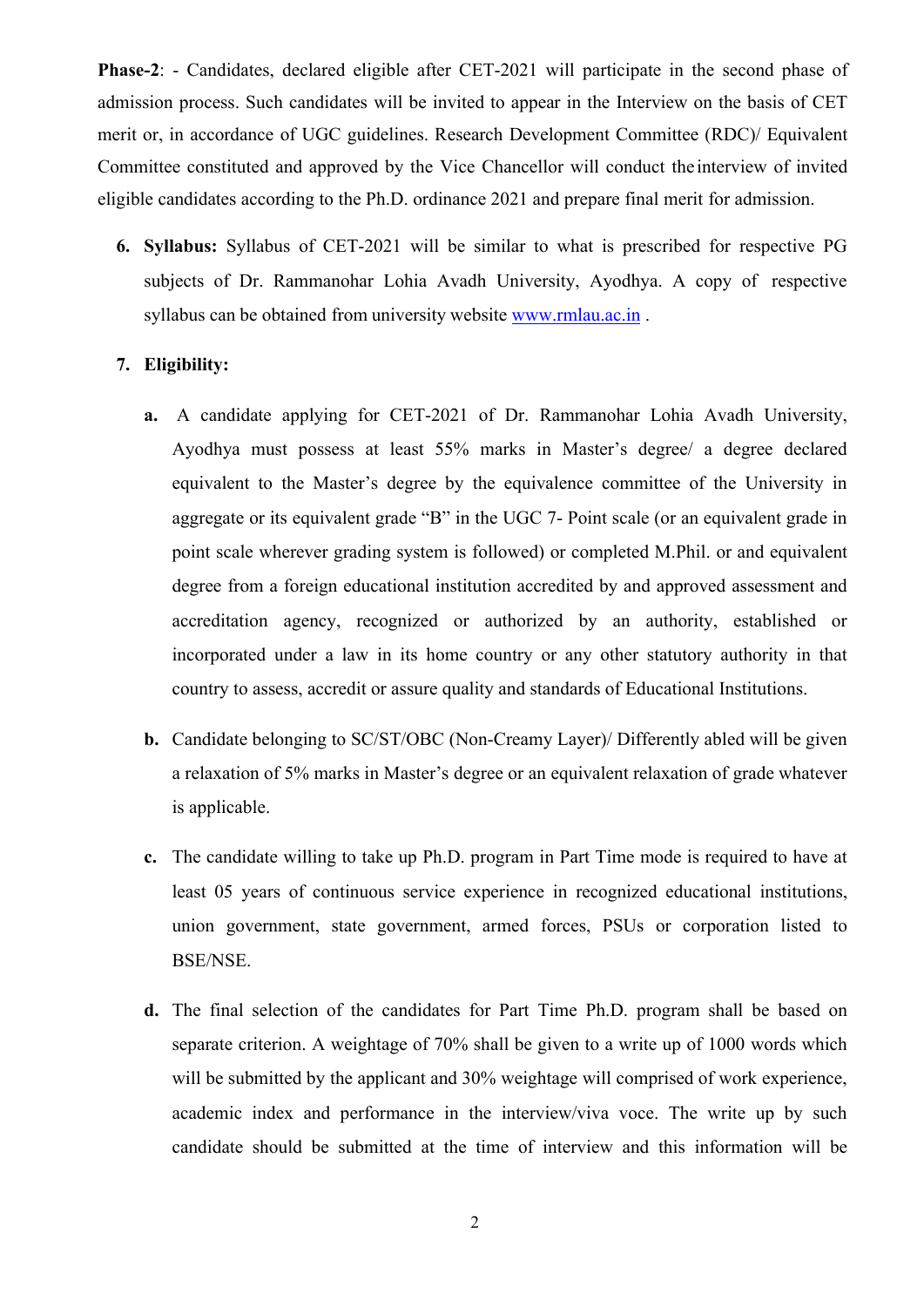**Phase-2**: - Candidates, declared eligible after CET-2021 will participate in the second phase of admission process. Such candidates will be invited to appear in the Interview on the basis of CET merit or, in accordance of UGC guidelines. Research Development Committee (RDC)/ Equivalent Committee constituted and approved by the Vice Chancellor will conduct the interview of invited eligible candidates according to the Ph.D. ordinance 2021 and prepare final merit for admission.

6. **Syllabus:** Syllabus of CET-2021 will be similar to what is prescribed for respective PG subjects of Dr. Rammanohar Lohia Avadh University, Ayodhya. A copy of respective syllabus can be obtained from university website [www.rmlau.ac.in](http://www.rmlau.ac.in) .

7. **Eligibility:**

   **a.** A candidate applying for CET-2021 of Dr. Rammanohar Lohia Avadh University, Ayodhya must possess at least 55% marks in Master's degree/ a degree declared equivalent to the Master's degree by the equivalence committee of the University in aggregate or its equivalent grade "B" in the UGC 7- Point scale (or an equivalent grade in point scale wherever grading system is followed) or completed M.Phil. or and equivalent degree from a foreign educational institution accredited by and approved assessment and accreditation agency, recognized or authorized by an authority, established or incorporated under a law in its home country or any other statutory authority in that country to assess, accredit or assure quality and standards of Educational Institutions.

   **b.** Candidate belonging to SC/ST/OBC (Non-Creamy Layer)/ Differently abled will be given a relaxation of 5% marks in Master's degree or an equivalent relaxation of grade whatever is applicable.

   **c.** The candidate willing to take up Ph.D. program in Part Time mode is required to have at least 05 years of continuous service experience in recognized educational institutions, union government, state government, armed forces, PSUs or corporation listed to BSE/NSE.

   **d.** The final selection of the candidates for Part Time Ph.D. program shall be based on separate criterion. A weightage of 70% shall be given to a write up of 1000 words which will be submitted by the applicant and 30% weightage will comprised of work experience, academic index and performance in the interview/viva voce. The write up by such candidate should be submitted at the time of interview and this information will be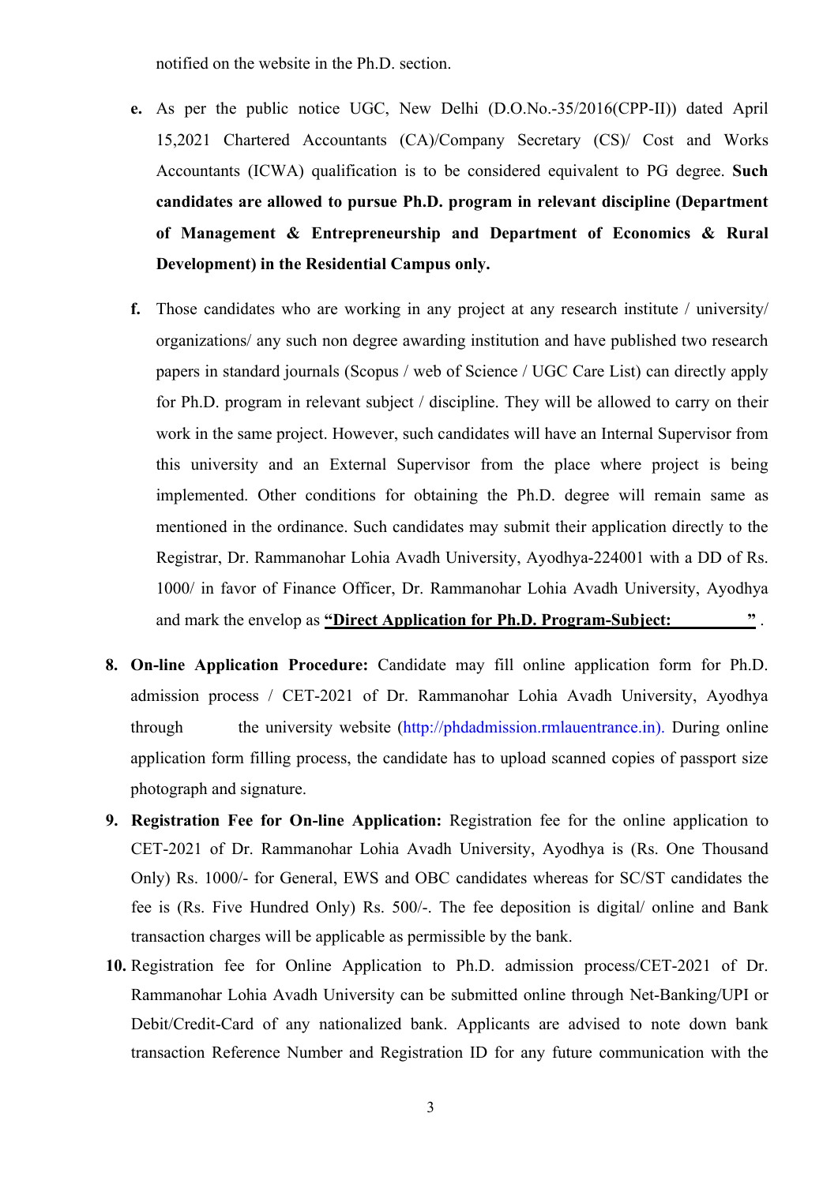notified on the website in the Ph.D. section.

e. As per the public notice UGC, New Delhi (D.O.No.-35/2016(CPP-II)) dated April 15,2021 Chartered Accountants (CA)/Company Secretary (CS)/ Cost and Works Accountants (ICWA) qualification is to be considered equivalent to PG degree. **Such candidates are allowed to pursue Ph.D. program in relevant discipline (Department of Management & Entrepreneurship and Department of Economics & Rural Development) in the Residential Campus only.**

f. Those candidates who are working in any project at any research institute / university/ organizations/ any such non degree awarding institution and have published two research papers in standard journals (Scopus / web of Science / UGC Care List) can directly apply for Ph.D. program in relevant subject / discipline. They will be allowed to carry on their work in the same project. However, such candidates will have an Internal Supervisor from this university and an External Supervisor from the place where project is being implemented. Other conditions for obtaining the Ph.D. degree will remain same as mentioned in the ordinance. Such candidates may submit their application directly to the Registrar, Dr. Rammanohar Lohia Avadh University, Ayodhya-224001 with a DD of Rs. 1000/ in favor of Finance Officer, Dr. Rammanohar Lohia Avadh University, Ayodhya and mark the envelop as **"Direct Application for Ph.D. Program-Subject: \_\_\_\_\_\_\_\_\_\_"** .

8. **On-line Application Procedure:** Candidate may fill online application form for Ph.D. admission process / CET-2021 of Dr. Rammanohar Lohia Avadh University, Ayodhya through the university website (http://phdadmission.rmlauentrance.in). During online application form filling process, the candidate has to upload scanned copies of passport size photograph and signature.

9. **Registration Fee for On-line Application:** Registration fee for the online application to CET-2021 of Dr. Rammanohar Lohia Avadh University, Ayodhya is (Rs. One Thousand Only) Rs. 1000/- for General, EWS and OBC candidates whereas for SC/ST candidates the fee is (Rs. Five Hundred Only) Rs. 500/-. The fee deposition is digital/ online and Bank transaction charges will be applicable as permissible by the bank.

10. Registration fee for Online Application to Ph.D. admission process/CET-2021 of Dr. Rammanohar Lohia Avadh University can be submitted online through Net-Banking/UPI or Debit/Credit-Card of any nationalized bank. Applicants are advised to note down bank transaction Reference Number and Registration ID for any future communication with the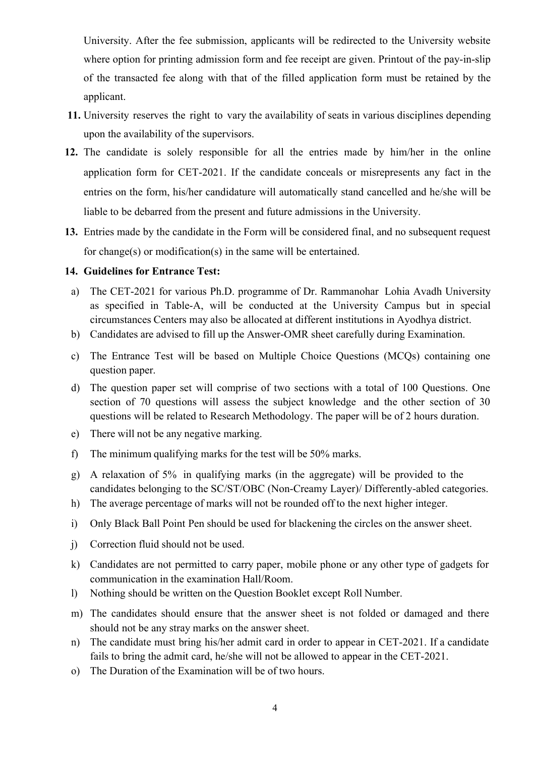University. After the fee submission, applicants will be redirected to the University website where option for printing admission form and fee receipt are given. Printout of the pay-in-slip of the transacted fee along with that of the filled application form must be retained by the applicant.

**11.** University reserves the right to vary the availability of seats in various disciplines depending upon the availability of the supervisors.

**12.** The candidate is solely responsible for all the entries made by him/her in the online application form for CET-2021. If the candidate conceals or misrepresents any fact in the entries on the form, his/her candidature will automatically stand cancelled and he/she will be liable to be debarred from the present and future admissions in the University.

**13.** Entries made by the candidate in the Form will be considered final, and no subsequent request for change(s) or modification(s) in the same will be entertained.

**14. Guidelines for Entrance Test:**

a) The CET-2021 for various Ph.D. programme of Dr. Rammanohar Lohia Avadh University as specified in Table-A, will be conducted at the University Campus but in special circumstances Centers may also be allocated at different institutions in Ayodhya district.

b) Candidates are advised to fill up the Answer-OMR sheet carefully during Examination.

c) The Entrance Test will be based on Multiple Choice Questions (MCQs) containing one question paper.

d) The question paper set will comprise of two sections with a total of 100 Questions. One section of 70 questions will assess the subject knowledge and the other section of 30 questions will be related to Research Methodology. The paper will be of 2 hours duration.

e) There will not be any negative marking.

f) The minimum qualifying marks for the test will be 50% marks.

g) A relaxation of 5% in qualifying marks (in the aggregate) will be provided to the candidates belonging to the SC/ST/OBC (Non-Creamy Layer)/ Differently-abled categories.

h) The average percentage of marks will not be rounded off to the next higher integer.

i) Only Black Ball Point Pen should be used for blackening the circles on the answer sheet.

j) Correction fluid should not be used.

k) Candidates are not permitted to carry paper, mobile phone or any other type of gadgets for communication in the examination Hall/Room.

l) Nothing should be written on the Question Booklet except Roll Number.

m) The candidates should ensure that the answer sheet is not folded or damaged and there should not be any stray marks on the answer sheet.

n) The candidate must bring his/her admit card in order to appear in CET-2021. If a candidate fails to bring the admit card, he/she will not be allowed to appear in the CET-2021.

o) The Duration of the Examination will be of two hours.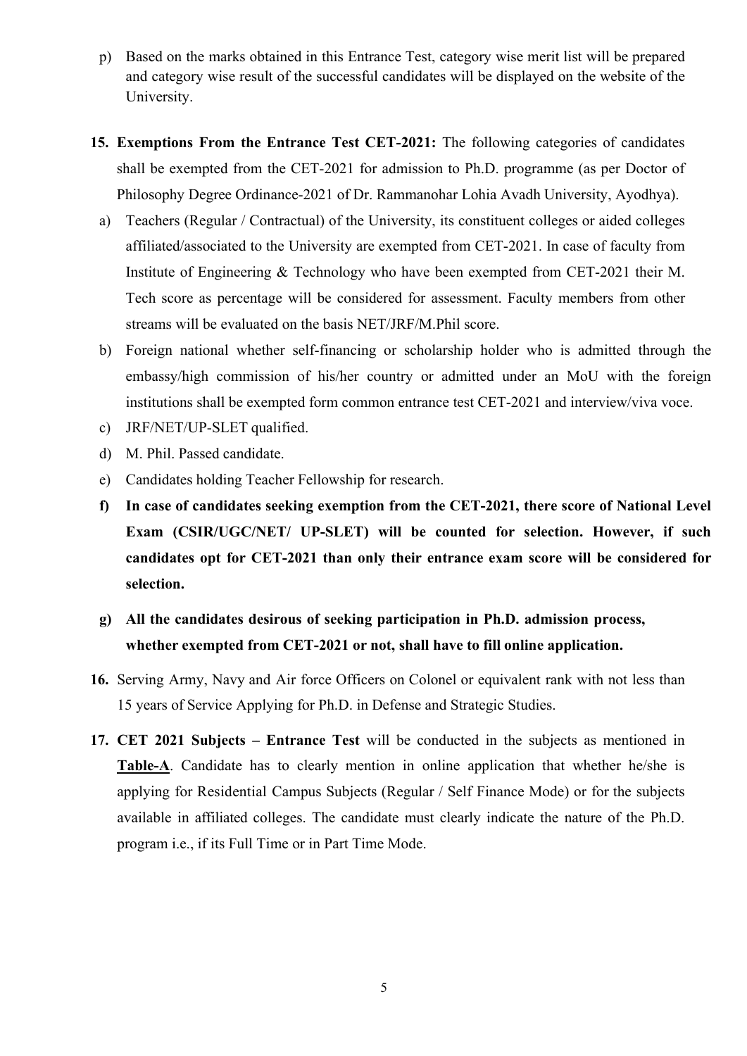p) Based on the marks obtained in this Entrance Test, category wise merit list will be prepared and category wise result of the successful candidates will be displayed on the website of the University.

**15. Exemptions From the Entrance Test CET-2021:** The following categories of candidates shall be exempted from the CET-2021 for admission to Ph.D. programme (as per Doctor of Philosophy Degree Ordinance-2021 of Dr. Rammanohar Lohia Avadh University, Ayodhya).

a) Teachers (Regular / Contractual) of the University, its constituent colleges or aided colleges affiliated/associated to the University are exempted from CET-2021. In case of faculty from Institute of Engineering & Technology who have been exempted from CET-2021 their M. Tech score as percentage will be considered for assessment. Faculty members from other streams will be evaluated on the basis NET/JRF/M.Phil score.

b) Foreign national whether self-financing or scholarship holder who is admitted through the embassy/high commission of his/her country or admitted under an MoU with the foreign institutions shall be exempted form common entrance test CET-2021 and interview/viva voce.

c) JRF/NET/UP-SLET qualified.

d) M. Phil. Passed candidate.

e) Candidates holding Teacher Fellowship for research.

**f) In case of candidates seeking exemption from the CET-2021, there score of National Level Exam (CSIR/UGC/NET/ UP-SLET) will be counted for selection. However, if such candidates opt for CET-2021 than only their entrance exam score will be considered for selection.**

**g) All the candidates desirous of seeking participation in Ph.D. admission process, whether exempted from CET-2021 or not, shall have to fill online application.**

**16.** Serving Army, Navy and Air force Officers on Colonel or equivalent rank with not less than 15 years of Service Applying for Ph.D. in Defense and Strategic Studies.

**17. CET 2021 Subjects – Entrance Test** will be conducted in the subjects as mentioned in **Table-A**. Candidate has to clearly mention in online application that whether he/she is applying for Residential Campus Subjects (Regular / Self Finance Mode) or for the subjects available in affiliated colleges. The candidate must clearly indicate the nature of the Ph.D. program i.e., if its Full Time or in Part Time Mode.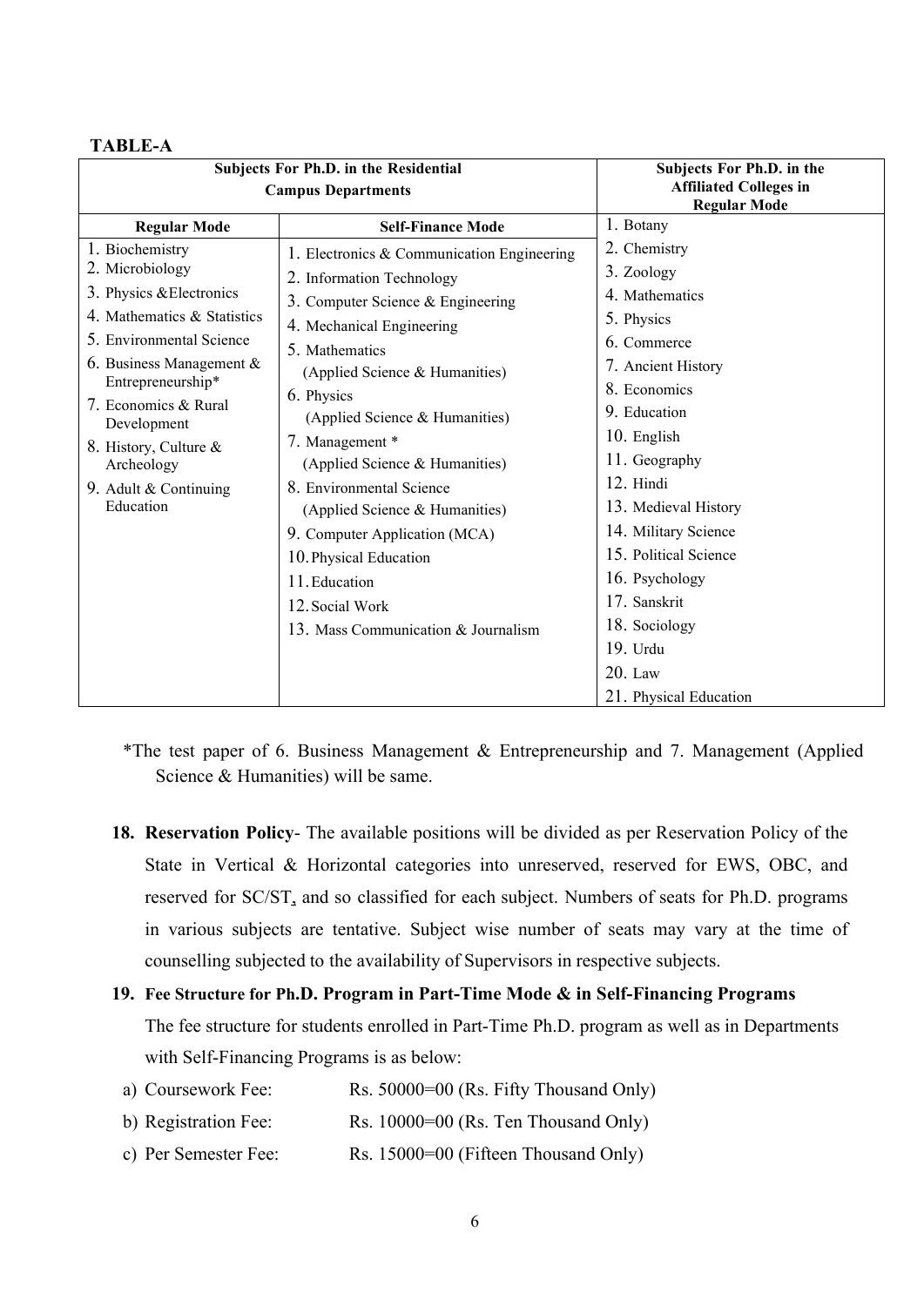**TABLE-A**

| Subjects For Ph.D. in the Residential Campus Departments | | Subjects For Ph.D. in the Affiliated Colleges in Regular Mode |
|---|---|---|
| **Regular Mode** | **Self-Finance Mode** | 1. Botany |
| 1. Biochemistry | 1. Electronics & Communication Engineering | 2. Chemistry |
| 2. Microbiology | 2. Information Technology | 3. Zoology |
| 3. Physics &Electronics | 3. Computer Science & Engineering | 4. Mathematics |
| 4. Mathematics & Statistics | 4. Mechanical Engineering | 5. Physics |
| 5. Environmental Science | 5. Mathematics (Applied Science & Humanities) | 6. Commerce |
| 6. Business Management & Entrepreneurship* | 6. Physics (Applied Science & Humanities) | 7. Ancient History |
| 7. Economics & Rural Development | 7. Management * (Applied Science & Humanities) | 8. Economics |
| 8. History, Culture & Archeology | 8. Environmental Science (Applied Science & Humanities) | 9. Education |
| 9. Adult & Continuing Education | 9. Computer Application (MCA) | 10. English |
| | 10. Physical Education | 11. Geography |
| | 11. Education | 12. Hindi |
| | 12. Social Work | 13. Medieval History |
| | 13. Mass Communication & Journalism | 14. Military Science |
| | | 15. Political Science |
| | | 16. Psychology |
| | | 17. Sanskrit |
| | | 18. Sociology |
| | | 19. Urdu |
| | | 20. Law |
| | | 21. Physical Education |

*The test paper of 6. Business Management & Entrepreneurship and 7. Management (Applied Science & Humanities) will be same.

18. **Reservation Policy**- The available positions will be divided as per Reservation Policy of the State in Vertical & Horizontal categories into unreserved, reserved for EWS, OBC, and reserved for SC/ST, and so classified for each subject. Numbers of seats for Ph.D. programs in various subjects are tentative. Subject wise number of seats may vary at the time of counselling subjected to the availability of Supervisors in respective subjects.

19. **Fee Structure for Ph.D. Program in Part-Time Mode & in Self-Financing Programs**

    The fee structure for students enrolled in Part-Time Ph.D. program as well as in Departments with Self-Financing Programs is as below:

    a) Coursework Fee: Rs. 50000=00 (Rs. Fifty Thousand Only)
    b) Registration Fee: Rs. 10000=00 (Rs. Ten Thousand Only)
    c) Per Semester Fee: Rs. 15000=00 (Fifteen Thousand Only)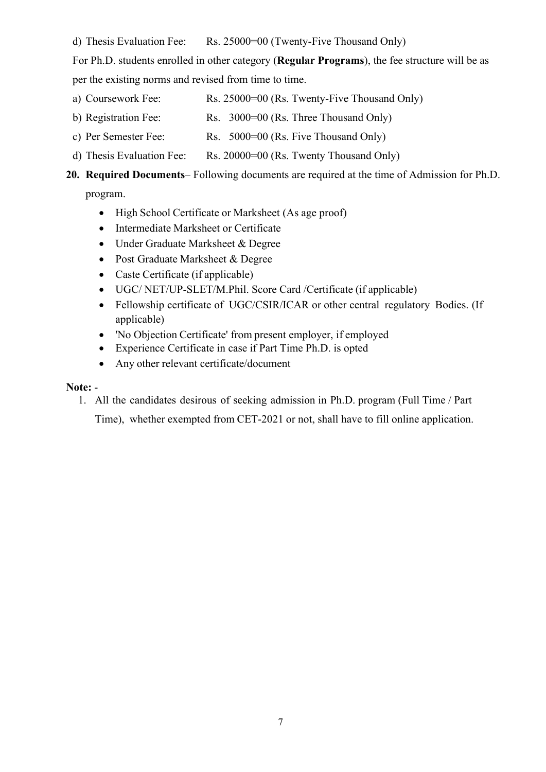d) Thesis Evaluation Fee: Rs. 25000=00 (Twenty-Five Thousand Only)

For Ph.D. students enrolled in other category (**Regular Programs**), the fee structure will be as per the existing norms and revised from time to time.

a) Coursework Fee: Rs. 25000=00 (Rs. Twenty-Five Thousand Only)

b) Registration Fee: Rs. 3000=00 (Rs. Three Thousand Only)

c) Per Semester Fee: Rs. 5000=00 (Rs. Five Thousand Only)

d) Thesis Evaluation Fee: Rs. 20000=00 (Rs. Twenty Thousand Only)

**20. Required Documents**– Following documents are required at the time of Admission for Ph.D. program.

- High School Certificate or Marksheet (As age proof)
- Intermediate Marksheet or Certificate
- Under Graduate Marksheet & Degree
- Post Graduate Marksheet & Degree
- Caste Certificate (if applicable)
- UGC/ NET/UP-SLET/M.Phil. Score Card /Certificate (if applicable)
- Fellowship certificate of UGC/CSIR/ICAR or other central regulatory Bodies. (If applicable)
- 'No Objection Certificate' from present employer, if employed
- Experience Certificate in case if Part Time Ph.D. is opted
- Any other relevant certificate/document

**Note:** -

1. All the candidates desirous of seeking admission in Ph.D. program (Full Time / Part Time), whether exempted from CET-2021 or not, shall have to fill online application.